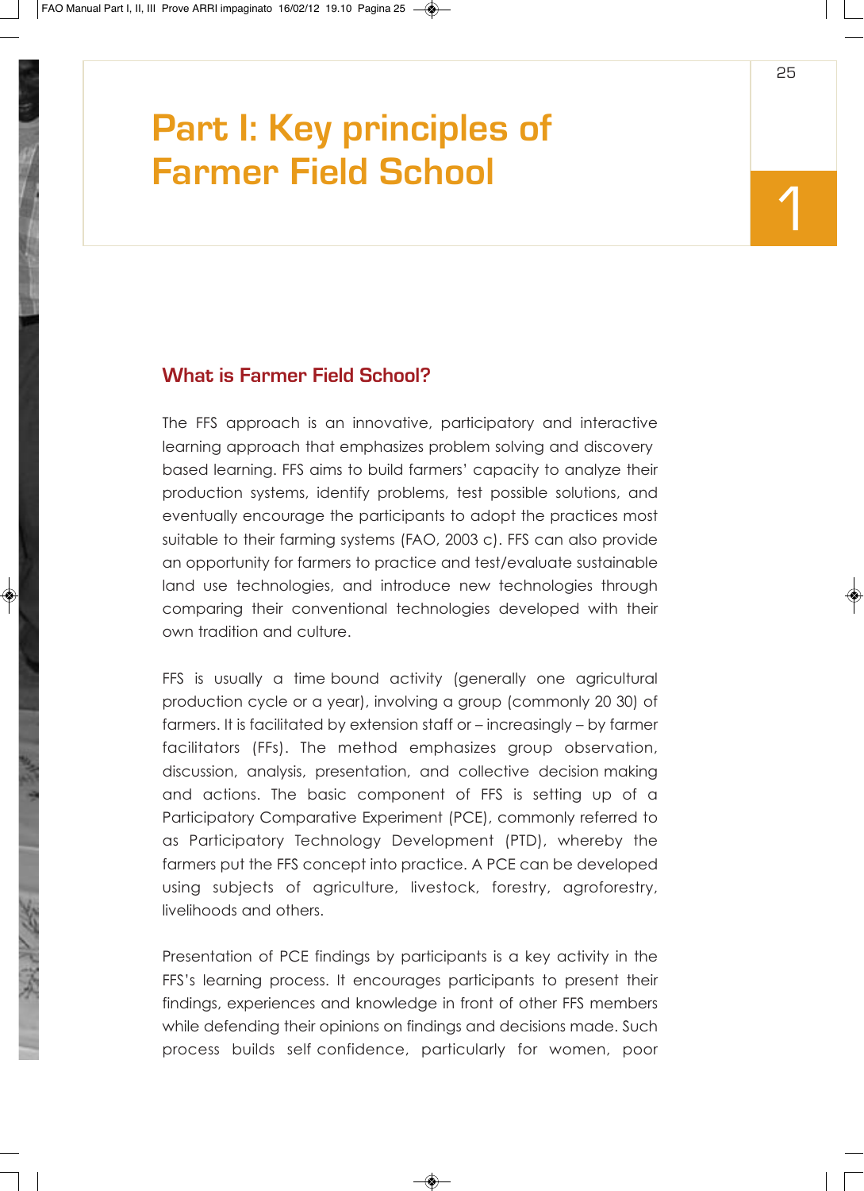# Part I: Key principles of Farmer Field School

## 1

### What is Farmer Field School?

The FFS approach is an innovative, participatory and interactive learning approach that emphasizes problem solving and discovery based learning. FFS aims to build farmers' capacity to analyze their production systems, identify problems, test possible solutions, and eventually encourage the participants to adopt the practices most suitable to their farming systems (FAO, 2003 c). FFS can also provide an opportunity for farmers to practice and test/evaluate sustainable land use technologies, and introduce new technologies through comparing their conventional technologies developed with their own tradition and culture.

FFS is usually a time bound activity (generally one agricultural production cycle or a year), involving a group (commonly 20 30) of farmers. It is facilitated by extension staff or – increasingly – by farmer facilitators (FFs). The method emphasizes group observation, discussion, analysis, presentation, and collective decision making and actions. The basic component of FFS is setting up of a Participatory Comparative Experiment (PCE), commonly referred to as Participatory Technology Development (PTD), whereby the farmers put the FFS concept into practice. A PCE can be developed using subjects of agriculture, livestock, forestry, agroforestry, livelihoods and others.

Presentation of PCE findings by participants is a key activity in the FFS's learning process. It encourages participants to present their findings, experiences and knowledge in front of other FFS members while defending their opinions on findings and decisions made. Such process builds self confidence, particularly for women, poor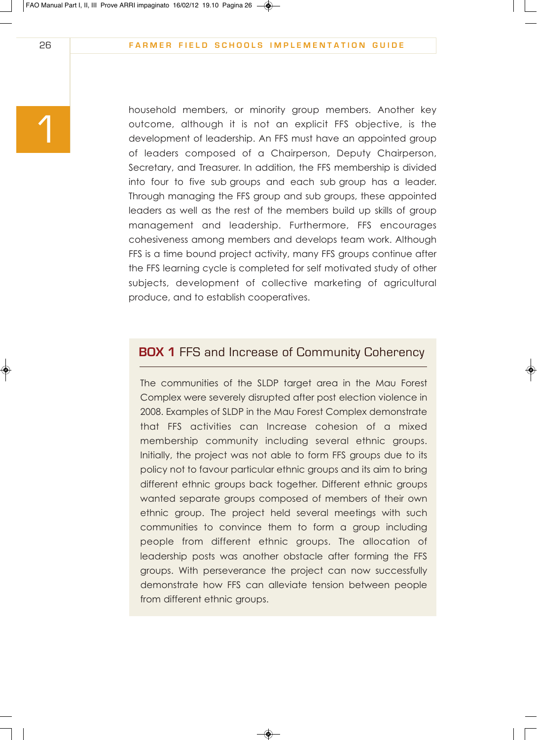household members, or minority group members. Another key outcome, although it is not an explicit FFS objective, is the development of leadership. An FFS must have an appointed group of leaders composed of a Chairperson, Deputy Chairperson, Secretary, and Treasurer. In addition, the FFS membership is divided into four to five sub groups and each sub group has a leader. Through managing the FFS group and sub groups, these appointed leaders as well as the rest of the members build up skills of group management and leadership. Furthermore, FFS encourages cohesiveness among members and develops team work. Although FFS is a time bound project activity, many FFS groups continue after the FFS learning cycle is completed for self motivated study of other subjects, development of collective marketing of agricultural produce, and to establish cooperatives.

### **BOX 1** FFS and Increase of Community Coherency

The communities of the SLDP target area in the Mau Forest Complex were severely disrupted after post election violence in 2008. Examples of SLDP in the Mau Forest Complex demonstrate that FFS activities can Increase cohesion of a mixed membership community including several ethnic groups. Initially, the project was not able to form FFS groups due to its policy not to favour particular ethnic groups and its aim to bring different ethnic groups back together. Different ethnic groups wanted separate groups composed of members of their own ethnic group. The project held several meetings with such communities to convince them to form a group including people from different ethnic groups. The allocation of leadership posts was another obstacle after forming the FFS groups. With perseverance the project can now successfully demonstrate how FFS can alleviate tension between people from different ethnic groups.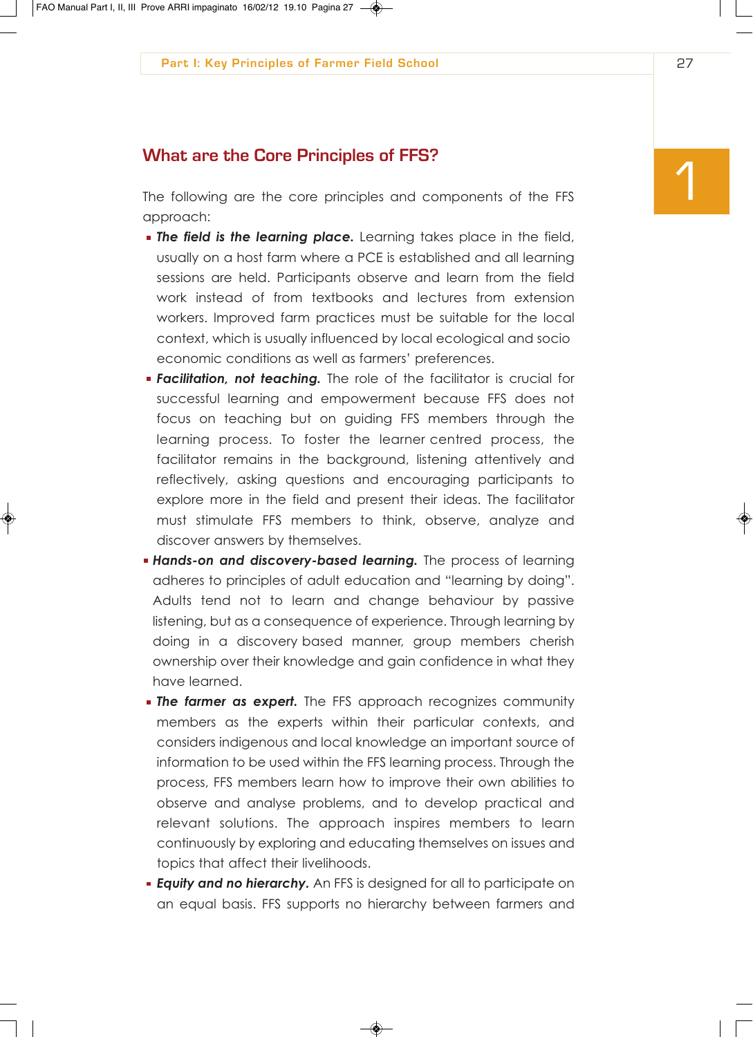## What are the Core Principles of FFS?

The following are the core principles and components of the FFS approach:

- ***The field is the learning place.*** Learning takes place in the field, usually on a host farm where a PCE is established and all learning sessions are held. Participants observe and learn from the field work instead of from textbooks and lectures from extension workers. Improved farm practices must be suitable for the local context, which is usually influenced by local ecological and socio economic conditions as well as farmers' preferences.
- ***Facilitation, not teaching.*** The role of the facilitator is crucial for successful learning and empowerment because FFS does not focus on teaching but on guiding FFS members through the learning process. To foster the learner centred process, the facilitator remains in the background, listening attentively and reflectively, asking questions and encouraging participants to explore more in the field and present their ideas. The facilitator must stimulate FFS members to think, observe, analyze and discover answers by themselves.
- ***Hands-on and discovery-based learning.*** The process of learning adheres to principles of adult education and "learning by doing". Adults tend not to learn and change behaviour by passive listening, but as a consequence of experience. Through learning by doing in a discovery based manner, group members cherish ownership over their knowledge and gain confidence in what they have learned.
- ***The farmer as expert.*** The FFS approach recognizes community members as the experts within their particular contexts, and considers indigenous and local knowledge an important source of information to be used within the FFS learning process. Through the process, FFS members learn how to improve their own abilities to observe and analyse problems, and to develop practical and relevant solutions. The approach inspires members to learn continuously by exploring and educating themselves on issues and topics that affect their livelihoods.
- ***Equity and no hierarchy.*** An FFS is designed for all to participate on an equal basis. FFS supports no hierarchy between farmers and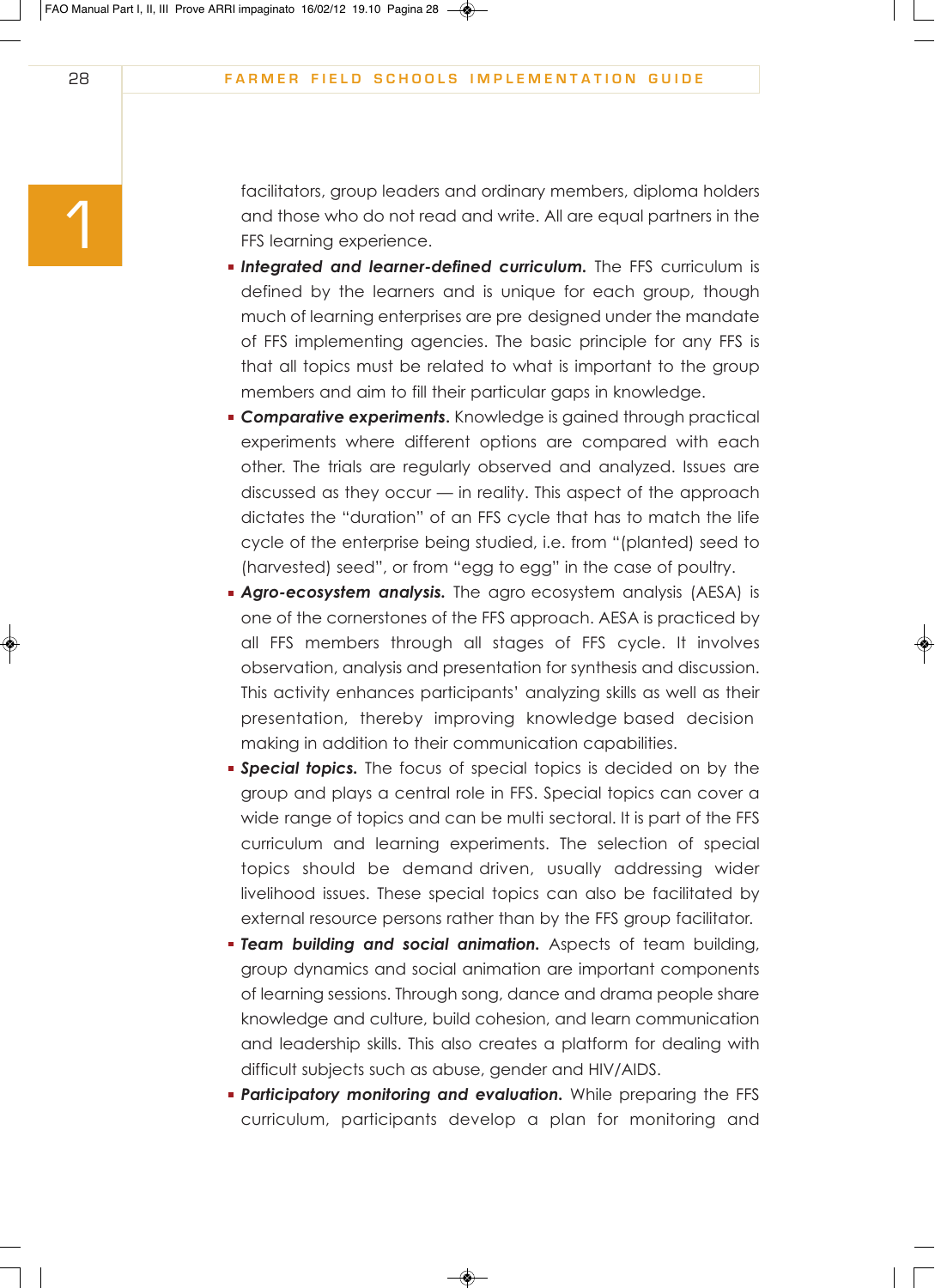facilitators, group leaders and ordinary members, diploma holders and those who do not read and write. All are equal partners in the FFS learning experience.

- ***Integrated and learner-defined curriculum.*** The FFS curriculum is defined by the learners and is unique for each group, though much of learning enterprises are pre designed under the mandate of FFS implementing agencies. The basic principle for any FFS is that all topics must be related to what is important to the group members and aim to fill their particular gaps in knowledge.
- ***Comparative experiments.*** Knowledge is gained through practical experiments where different options are compared with each other. The trials are regularly observed and analyzed. Issues are discussed as they occur — in reality. This aspect of the approach dictates the "duration" of an FFS cycle that has to match the life cycle of the enterprise being studied, i.e. from "(planted) seed to (harvested) seed", or from "egg to egg" in the case of poultry.
- ***Agro-ecosystem analysis.*** The agro ecosystem analysis (AESA) is one of the cornerstones of the FFS approach. AESA is practiced by all FFS members through all stages of FFS cycle. It involves observation, analysis and presentation for synthesis and discussion. This activity enhances participants' analyzing skills as well as their presentation, thereby improving knowledge based decision making in addition to their communication capabilities.
- ***Special topics.*** The focus of special topics is decided on by the group and plays a central role in FFS. Special topics can cover a wide range of topics and can be multi sectoral. It is part of the FFS curriculum and learning experiments. The selection of special topics should be demand driven, usually addressing wider livelihood issues. These special topics can also be facilitated by external resource persons rather than by the FFS group facilitator.
- ***Team building and social animation.*** Aspects of team building, group dynamics and social animation are important components of learning sessions. Through song, dance and drama people share knowledge and culture, build cohesion, and learn communication and leadership skills. This also creates a platform for dealing with difficult subjects such as abuse, gender and HIV/AIDS.
- ***Participatory monitoring and evaluation.*** While preparing the FFS curriculum, participants develop a plan for monitoring and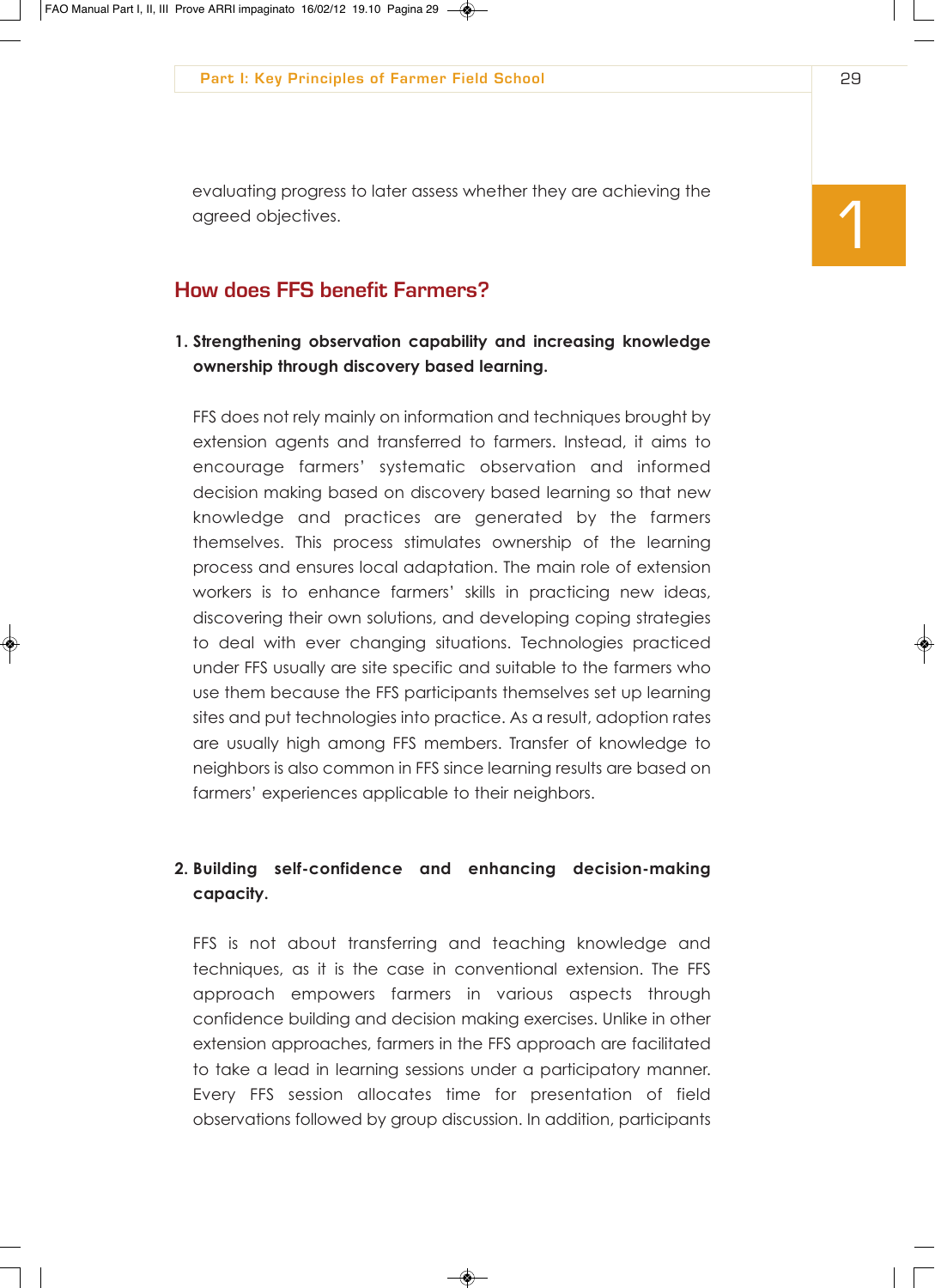evaluating progress to later assess whether they are achieving the agreed objectives.

## How does FFS benefit Farmers?

**1. Strengthening observation capability and increasing knowledge ownership through discovery based learning.**

FFS does not rely mainly on information and techniques brought by extension agents and transferred to farmers. Instead, it aims to encourage farmers' systematic observation and informed decision making based on discovery based learning so that new knowledge and practices are generated by the farmers themselves. This process stimulates ownership of the learning process and ensures local adaptation. The main role of extension workers is to enhance farmers' skills in practicing new ideas, discovering their own solutions, and developing coping strategies to deal with ever changing situations. Technologies practiced under FFS usually are site specific and suitable to the farmers who use them because the FFS participants themselves set up learning sites and put technologies into practice. As a result, adoption rates are usually high among FFS members. Transfer of knowledge to neighbors is also common in FFS since learning results are based on farmers' experiences applicable to their neighbors.

**2. Building self-confidence and enhancing decision-making capacity.**

FFS is not about transferring and teaching knowledge and techniques, as it is the case in conventional extension. The FFS approach empowers farmers in various aspects through confidence building and decision making exercises. Unlike in other extension approaches, farmers in the FFS approach are facilitated to take a lead in learning sessions under a participatory manner. Every FFS session allocates time for presentation of field observations followed by group discussion. In addition, participants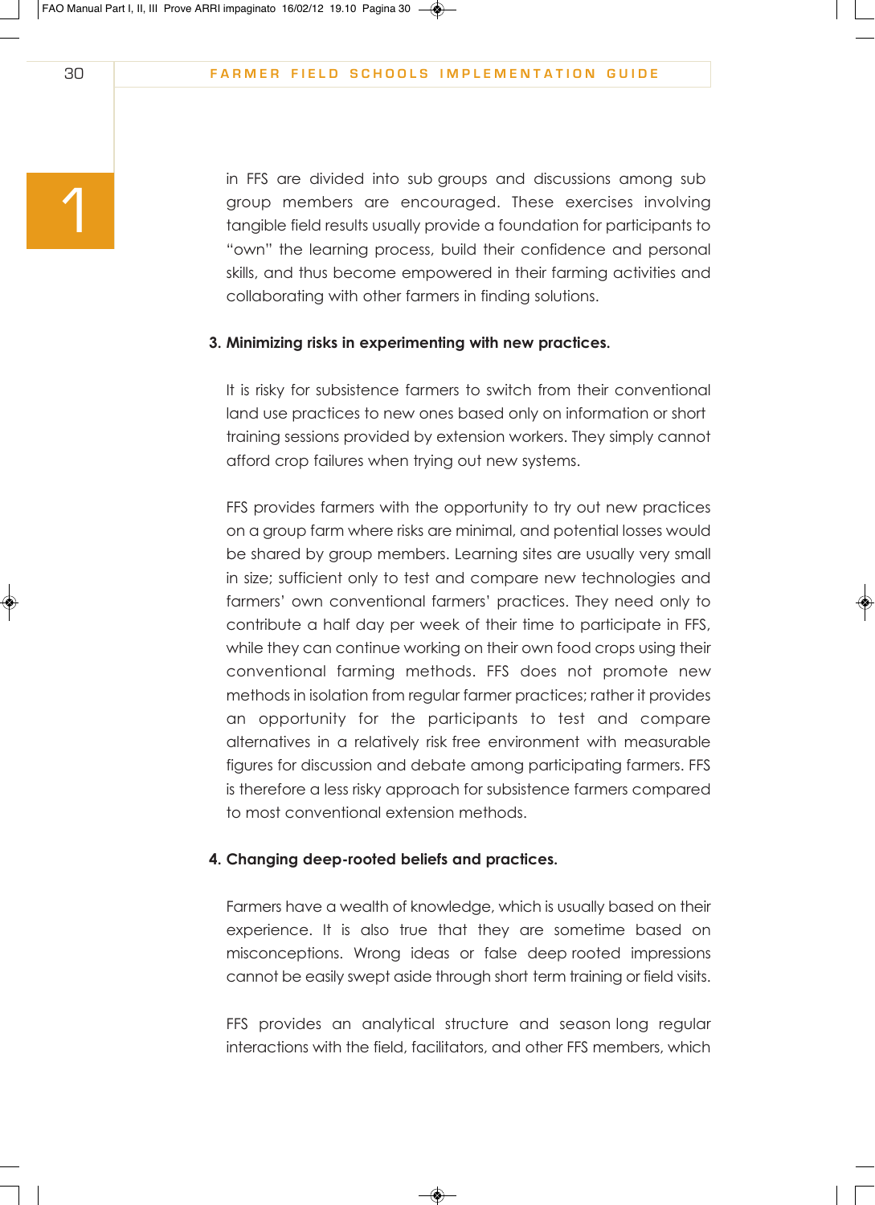in FFS are divided into sub groups and discussions among sub group members are encouraged. These exercises involving tangible field results usually provide a foundation for participants to "own" the learning process, build their confidence and personal skills, and thus become empowered in their farming activities and collaborating with other farmers in finding solutions.

**3. Minimizing risks in experimenting with new practices.**

It is risky for subsistence farmers to switch from their conventional land use practices to new ones based only on information or short training sessions provided by extension workers. They simply cannot afford crop failures when trying out new systems.

FFS provides farmers with the opportunity to try out new practices on a group farm where risks are minimal, and potential losses would be shared by group members. Learning sites are usually very small in size; sufficient only to test and compare new technologies and farmers' own conventional farmers' practices. They need only to contribute a half day per week of their time to participate in FFS, while they can continue working on their own food crops using their conventional farming methods. FFS does not promote new methods in isolation from regular farmer practices; rather it provides an opportunity for the participants to test and compare alternatives in a relatively risk free environment with measurable figures for discussion and debate among participating farmers. FFS is therefore a less risky approach for subsistence farmers compared to most conventional extension methods.

**4. Changing deep-rooted beliefs and practices.**

Farmers have a wealth of knowledge, which is usually based on their experience. It is also true that they are sometime based on misconceptions. Wrong ideas or false deep rooted impressions cannot be easily swept aside through short term training or field visits.

FFS provides an analytical structure and season long regular interactions with the field, facilitators, and other FFS members, which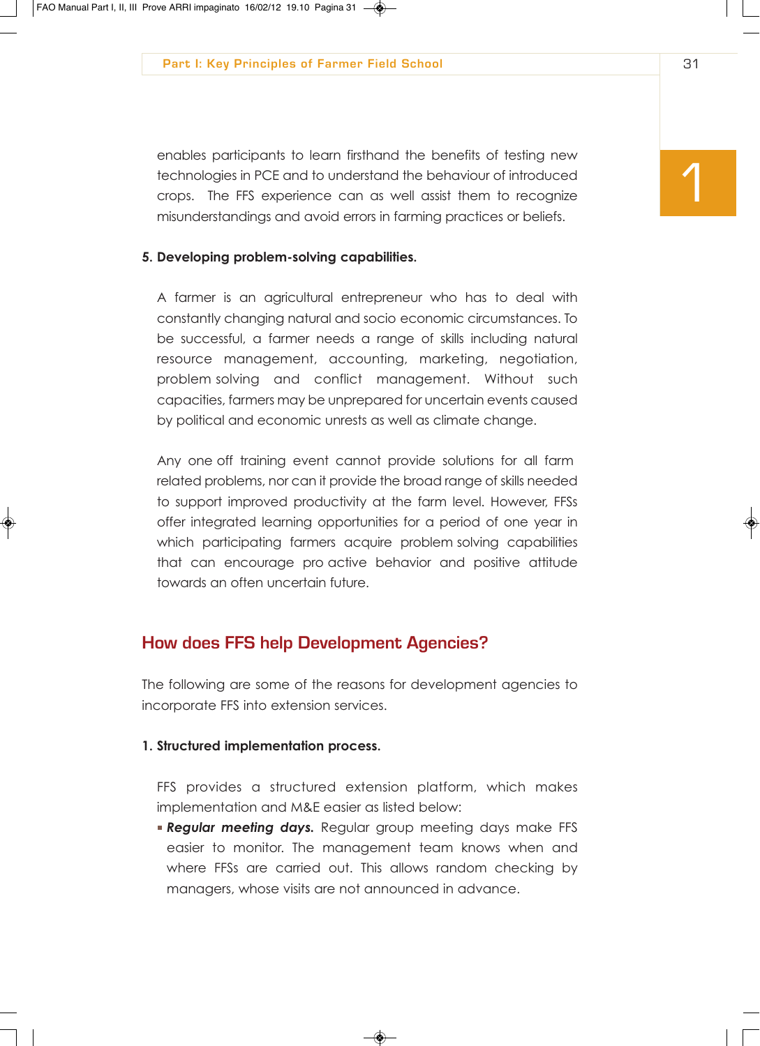enables participants to learn firsthand the benefits of testing new technologies in PCE and to understand the behaviour of introduced crops. The FFS experience can as well assist them to recognize misunderstandings and avoid errors in farming practices or beliefs.

**5. Developing problem-solving capabilities.**

A farmer is an agricultural entrepreneur who has to deal with constantly changing natural and socio economic circumstances. To be successful, a farmer needs a range of skills including natural resource management, accounting, marketing, negotiation, problem solving and conflict management. Without such capacities, farmers may be unprepared for uncertain events caused by political and economic unrests as well as climate change.

Any one off training event cannot provide solutions for all farm related problems, nor can it provide the broad range of skills needed to support improved productivity at the farm level. However, FFSs offer integrated learning opportunities for a period of one year in which participating farmers acquire problem solving capabilities that can encourage pro active behavior and positive attitude towards an often uncertain future.

## How does FFS help Development Agencies?

The following are some of the reasons for development agencies to incorporate FFS into extension services.

**1. Structured implementation process.**

FFS provides a structured extension platform, which makes implementation and M&E easier as listed below:

- ***Regular meeting days.*** Regular group meeting days make FFS easier to monitor. The management team knows when and where FFSs are carried out. This allows random checking by managers, whose visits are not announced in advance.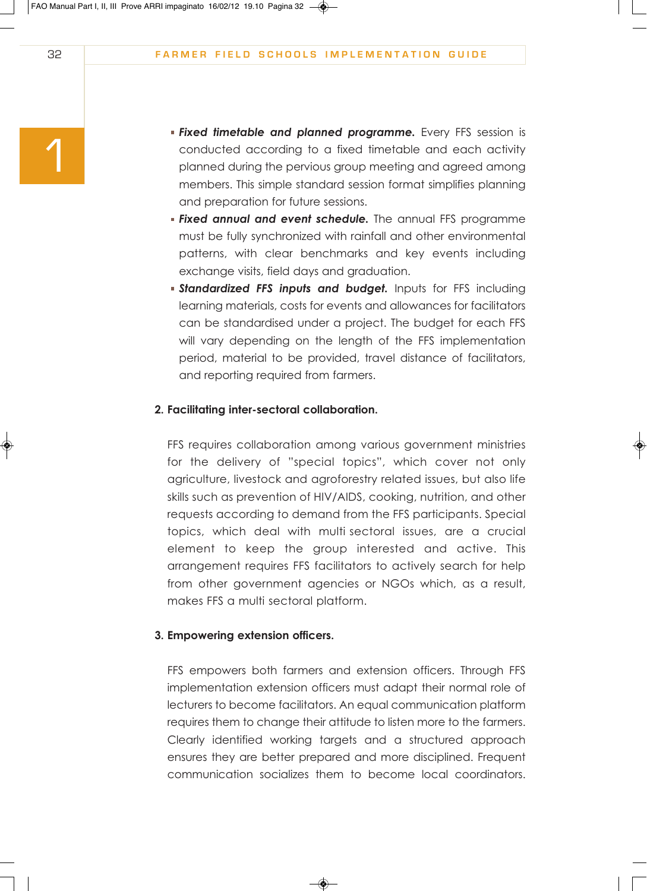- ***Fixed timetable and planned programme.*** Every FFS session is conducted according to a fixed timetable and each activity planned during the pervious group meeting and agreed among members. This simple standard session format simplifies planning and preparation for future sessions.
- ***Fixed annual and event schedule.*** The annual FFS programme must be fully synchronized with rainfall and other environmental patterns, with clear benchmarks and key events including exchange visits, field days and graduation.
- ***Standardized FFS inputs and budget.*** Inputs for FFS including learning materials, costs for events and allowances for facilitators can be standardised under a project. The budget for each FFS will vary depending on the length of the FFS implementation period, material to be provided, travel distance of facilitators, and reporting required from farmers.

**2. Facilitating inter-sectoral collaboration.**

FFS requires collaboration among various government ministries for the delivery of "special topics", which cover not only agriculture, livestock and agroforestry related issues, but also life skills such as prevention of HIV/AIDS, cooking, nutrition, and other requests according to demand from the FFS participants. Special topics, which deal with multi sectoral issues, are a crucial element to keep the group interested and active. This arrangement requires FFS facilitators to actively search for help from other government agencies or NGOs which, as a result, makes FFS a multi sectoral platform.

**3. Empowering extension officers.**

FFS empowers both farmers and extension officers. Through FFS implementation extension officers must adapt their normal role of lecturers to become facilitators. An equal communication platform requires them to change their attitude to listen more to the farmers. Clearly identified working targets and a structured approach ensures they are better prepared and more disciplined. Frequent communication socializes them to become local coordinators.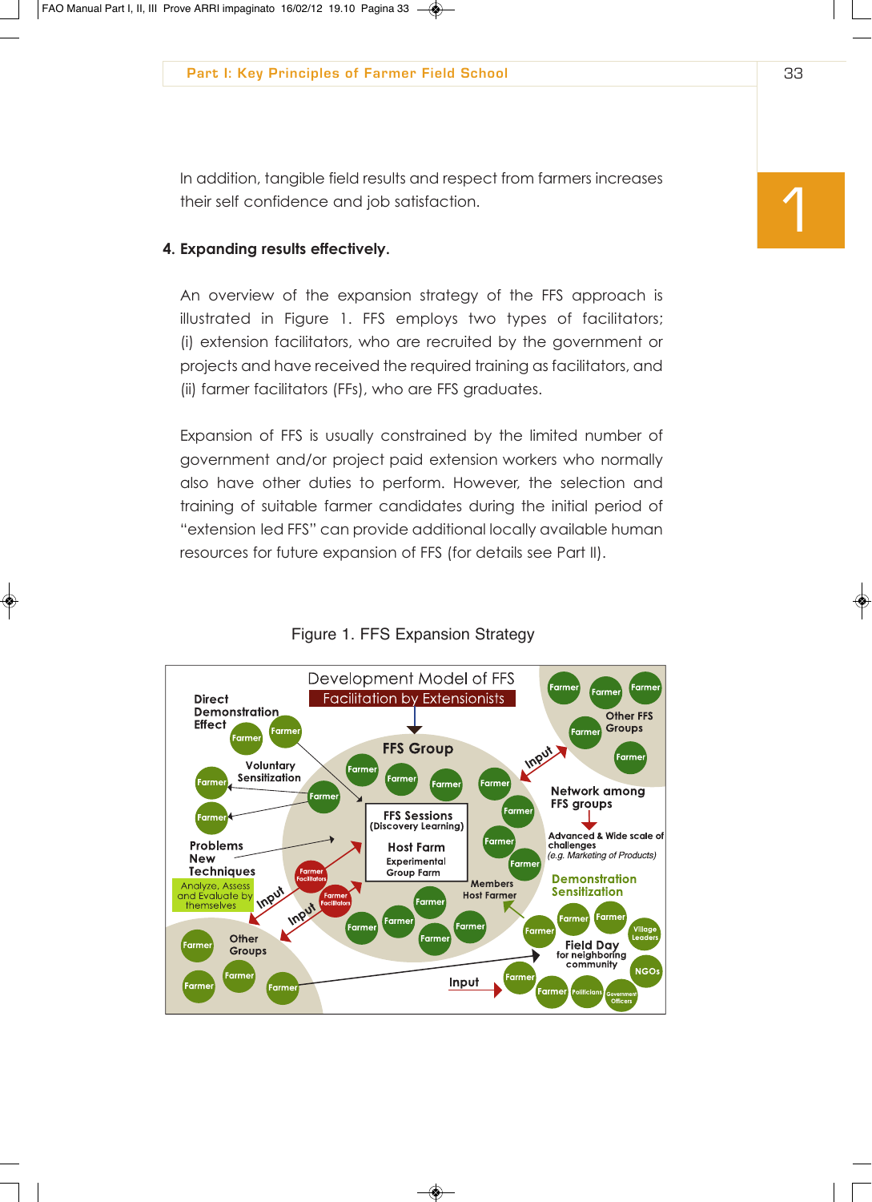In addition, tangible field results and respect from farmers increases their self confidence and job satisfaction.

**4. Expanding results effectively.**

An overview of the expansion strategy of the FFS approach is illustrated in Figure 1. FFS employs two types of facilitators; (i) extension facilitators, who are recruited by the government or projects and have received the required training as facilitators, and (ii) farmer facilitators (FFs), who are FFS graduates.

Expansion of FFS is usually constrained by the limited number of government and/or project paid extension workers who normally also have other duties to perform. However, the selection and training of suitable farmer candidates during the initial period of "extension led FFS" can provide additional locally available human resources for future expansion of FFS (for details see Part II).

Figure 1. FFS Expansion Strategy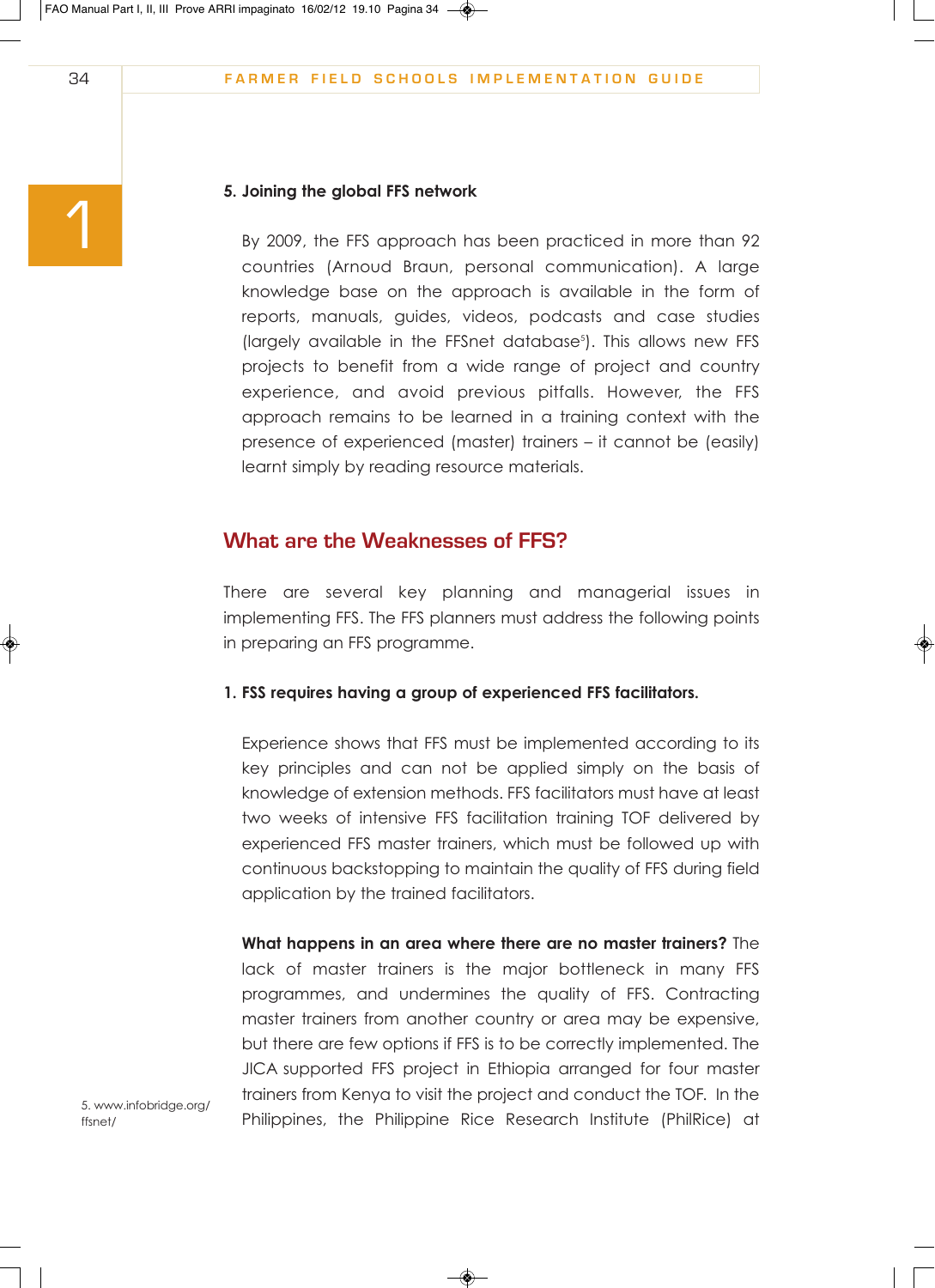**5. Joining the global FFS network**

By 2009, the FFS approach has been practiced in more than 92 countries (Arnoud Braun, personal communication). A large knowledge base on the approach is available in the form of reports, manuals, guides, videos, podcasts and case studies (largely available in the FFSnet database[5]). This allows new FFS projects to benefit from a wide range of project and country experience, and avoid previous pitfalls. However, the FFS approach remains to be learned in a training context with the presence of experienced (master) trainers – it cannot be (easily) learnt simply by reading resource materials.

## What are the Weaknesses of FFS?

There are several key planning and managerial issues in implementing FFS. The FFS planners must address the following points in preparing an FFS programme.

**1. FSS requires having a group of experienced FFS facilitators.**

Experience shows that FFS must be implemented according to its key principles and can not be applied simply on the basis of knowledge of extension methods. FFS facilitators must have at least two weeks of intensive FFS facilitation training TOF delivered by experienced FFS master trainers, which must be followed up with continuous backstopping to maintain the quality of FFS during field application by the trained facilitators.

**What happens in an area where there are no master trainers?** The lack of master trainers is the major bottleneck in many FFS programmes, and undermines the quality of FFS. Contracting master trainers from another country or area may be expensive, but there are few options if FFS is to be correctly implemented. The JICA supported FFS project in Ethiopia arranged for four master trainers from Kenya to visit the project and conduct the TOF. In the Philippines, the Philippine Rice Research Institute (PhilRice) at

5. www.infobridge.org/ffsnet/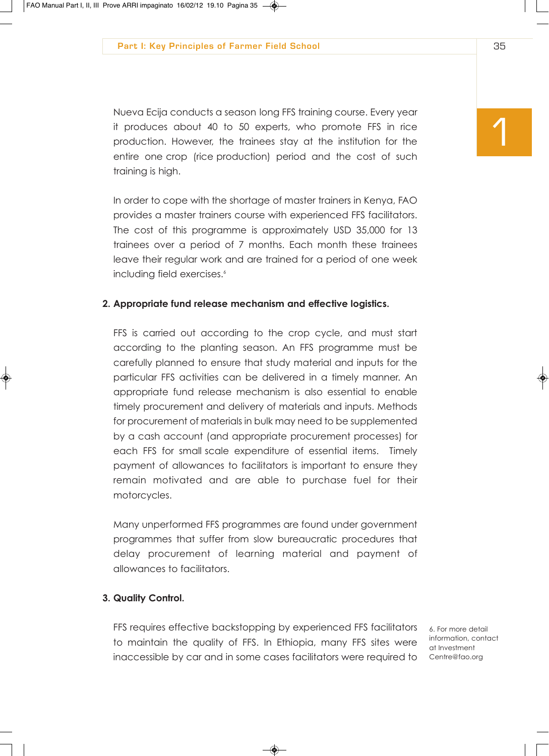Nueva Ecija conducts a season long FFS training course. Every year it produces about 40 to 50 experts, who promote FFS in rice production. However, the trainees stay at the institution for the entire one crop (rice production) period and the cost of such training is high.

In order to cope with the shortage of master trainers in Kenya, FAO provides a master trainers course with experienced FFS facilitators. The cost of this programme is approximately USD 35,000 for 13 trainees over a period of 7 months. Each month these trainees leave their regular work and are trained for a period of one week including field exercises.[6]

**2. Appropriate fund release mechanism and effective logistics.**

FFS is carried out according to the crop cycle, and must start according to the planting season. An FFS programme must be carefully planned to ensure that study material and inputs for the particular FFS activities can be delivered in a timely manner. An appropriate fund release mechanism is also essential to enable timely procurement and delivery of materials and inputs. Methods for procurement of materials in bulk may need to be supplemented by a cash account (and appropriate procurement processes) for each FFS for small scale expenditure of essential items. Timely payment of allowances to facilitators is important to ensure they remain motivated and are able to purchase fuel for their motorcycles.

Many unperformed FFS programmes are found under government programmes that suffer from slow bureaucratic procedures that delay procurement of learning material and payment of allowances to facilitators.

**3. Quality Control.**

FFS requires effective backstopping by experienced FFS facilitators to maintain the quality of FFS. In Ethiopia, many FFS sites were inaccessible by car and in some cases facilitators were required to

6. For more detail information, contact at Investment Centre@fao.org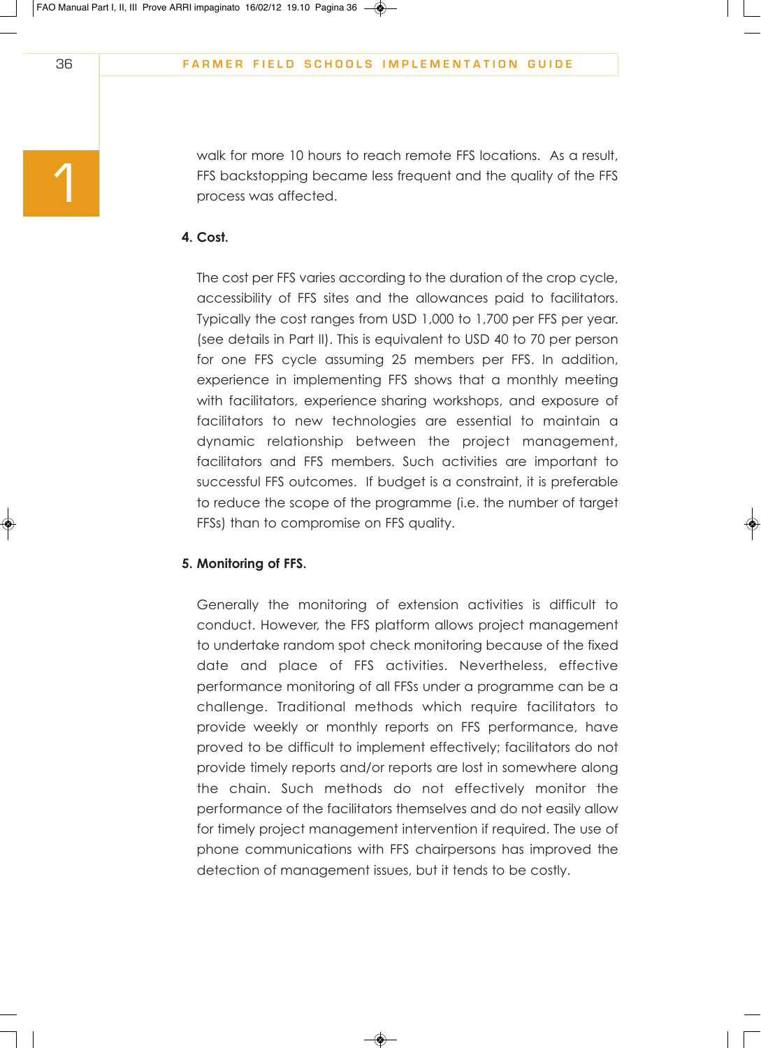walk for more 10 hours to reach remote FFS locations. As a result, FFS backstopping became less frequent and the quality of the FFS process was affected.

**4. Cost.**

The cost per FFS varies according to the duration of the crop cycle, accessibility of FFS sites and the allowances paid to facilitators. Typically the cost ranges from USD 1,000 to 1,700 per FFS per year. (see details in Part II). This is equivalent to USD 40 to 70 per person for one FFS cycle assuming 25 members per FFS. In addition, experience in implementing FFS shows that a monthly meeting with facilitators, experience sharing workshops, and exposure of facilitators to new technologies are essential to maintain a dynamic relationship between the project management, facilitators and FFS members. Such activities are important to successful FFS outcomes. If budget is a constraint, it is preferable to reduce the scope of the programme (i.e. the number of target FFSs) than to compromise on FFS quality.

**5. Monitoring of FFS.**

Generally the monitoring of extension activities is difficult to conduct. However, the FFS platform allows project management to undertake random spot check monitoring because of the fixed date and place of FFS activities. Nevertheless, effective performance monitoring of all FFSs under a programme can be a challenge. Traditional methods which require facilitators to provide weekly or monthly reports on FFS performance, have proved to be difficult to implement effectively; facilitators do not provide timely reports and/or reports are lost in somewhere along the chain. Such methods do not effectively monitor the performance of the facilitators themselves and do not easily allow for timely project management intervention if required. The use of phone communications with FFS chairpersons has improved the detection of management issues, but it tends to be costly.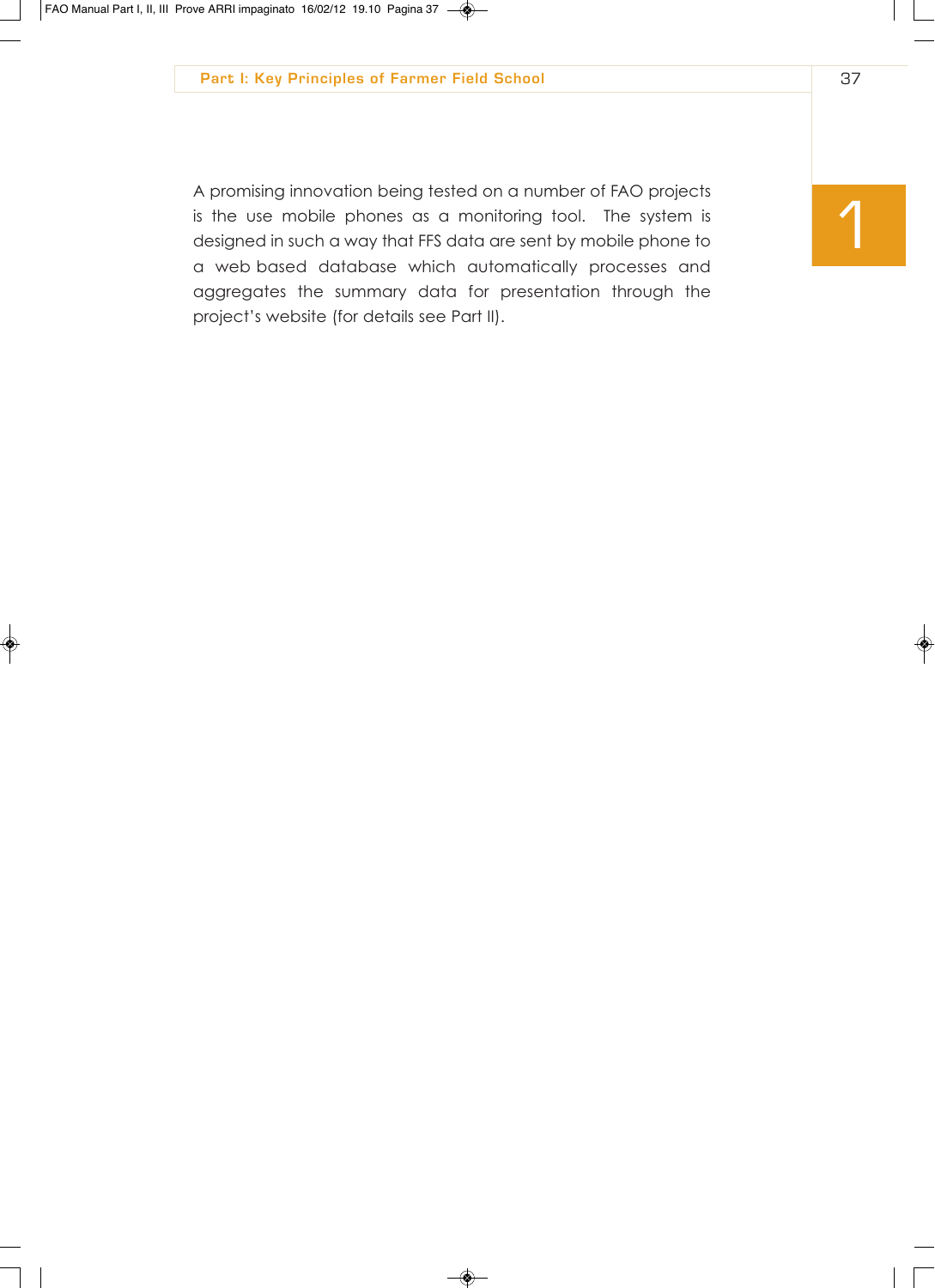A promising innovation being tested on a number of FAO projects is the use mobile phones as a monitoring tool. The system is designed in such a way that FFS data are sent by mobile phone to a web based database which automatically processes and aggregates the summary data for presentation through the project's website (for details see Part II).